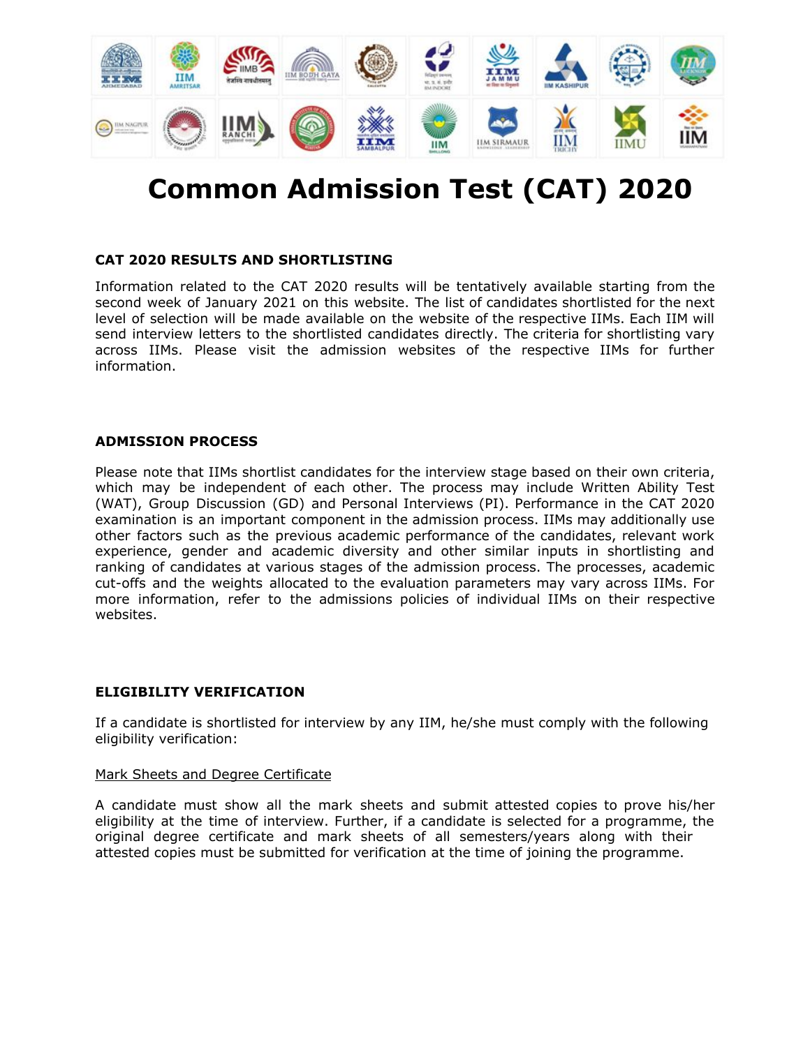# Common Admission Test (CAT) 2020

**CAT 2020 RESULTS AND SHORTLISTING**

Information related to the CAT 2020 results will be tentatively available starting from the second week of January 2021 on this website. The list of candidates shortlisted for the next level of selection will be made available on the website of the respective IIMs. Each IIM will send interview letters to the shortlisted candidates directly. The criteria for shortlisting vary across IIMs. Please visit the admission websites of the respective IIMs for further information.

**ADMISSION PROCESS**

Please note that IIMs shortlist candidates for the interview stage based on their own criteria, which may be independent of each other. The process may include Written Ability Test (WAT), Group Discussion (GD) and Personal Interviews (PI). Performance in the CAT 2020 examination is an important component in the admission process. IIMs may additionally use other factors such as the previous academic performance of the candidates, relevant work experience, gender and academic diversity and other similar inputs in shortlisting and ranking of candidates at various stages of the admission process. The processes, academic cut-offs and the weights allocated to the evaluation parameters may vary across IIMs. For more information, refer to the admissions policies of individual IIMs on their respective websites.

**ELIGIBILITY VERIFICATION**

If a candidate is shortlisted for interview by any IIM, he/she must comply with the following eligibility verification:

Mark Sheets and Degree Certificate

A candidate must show all the mark sheets and submit attested copies to prove his/her eligibility at the time of interview. Further, if a candidate is selected for a programme, the original degree certificate and mark sheets of all semesters/years along with their attested copies must be submitted for verification at the time of joining the programme.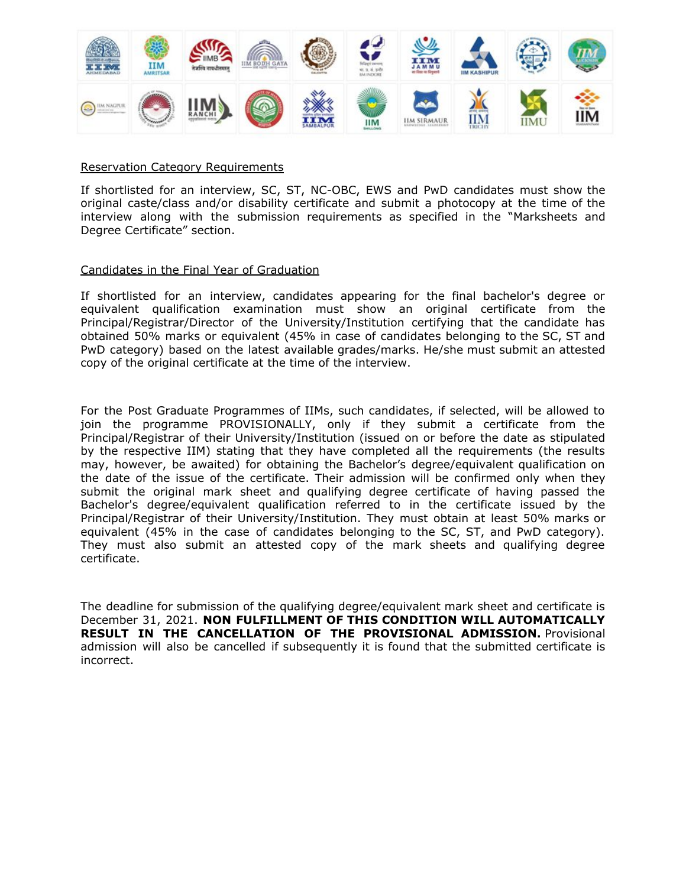Reservation Category Requirements

If shortlisted for an interview, SC, ST, NC-OBC, EWS and PwD candidates must show the original caste/class and/or disability certificate and submit a photocopy at the time of the interview along with the submission requirements as specified in the “Marksheets and Degree Certificate” section.

Candidates in the Final Year of Graduation

If shortlisted for an interview, candidates appearing for the final bachelor's degree or equivalent qualification examination must show an original certificate from the Principal/Registrar/Director of the University/Institution certifying that the candidate has obtained 50% marks or equivalent (45% in case of candidates belonging to the SC, ST and PwD category) based on the latest available grades/marks. He/she must submit an attested copy of the original certificate at the time of the interview.

For the Post Graduate Programmes of IIMs, such candidates, if selected, will be allowed to join the programme PROVISIONALLY, only if they submit a certificate from the Principal/Registrar of their University/Institution (issued on or before the date as stipulated by the respective IIM) stating that they have completed all the requirements (the results may, however, be awaited) for obtaining the Bachelor’s degree/equivalent qualification on the date of the issue of the certificate. Their admission will be confirmed only when they submit the original mark sheet and qualifying degree certificate of having passed the Bachelor's degree/equivalent qualification referred to in the certificate issued by the Principal/Registrar of their University/Institution. They must obtain at least 50% marks or equivalent (45% in the case of candidates belonging to the SC, ST, and PwD category). They must also submit an attested copy of the mark sheets and qualifying degree certificate.

The deadline for submission of the qualifying degree/equivalent mark sheet and certificate is December 31, 2021. **NON FULFILLMENT OF THIS CONDITION WILL AUTOMATICALLY RESULT IN THE CANCELLATION OF THE PROVISIONAL ADMISSION.** Provisional admission will also be cancelled if subsequently it is found that the submitted certificate is incorrect.